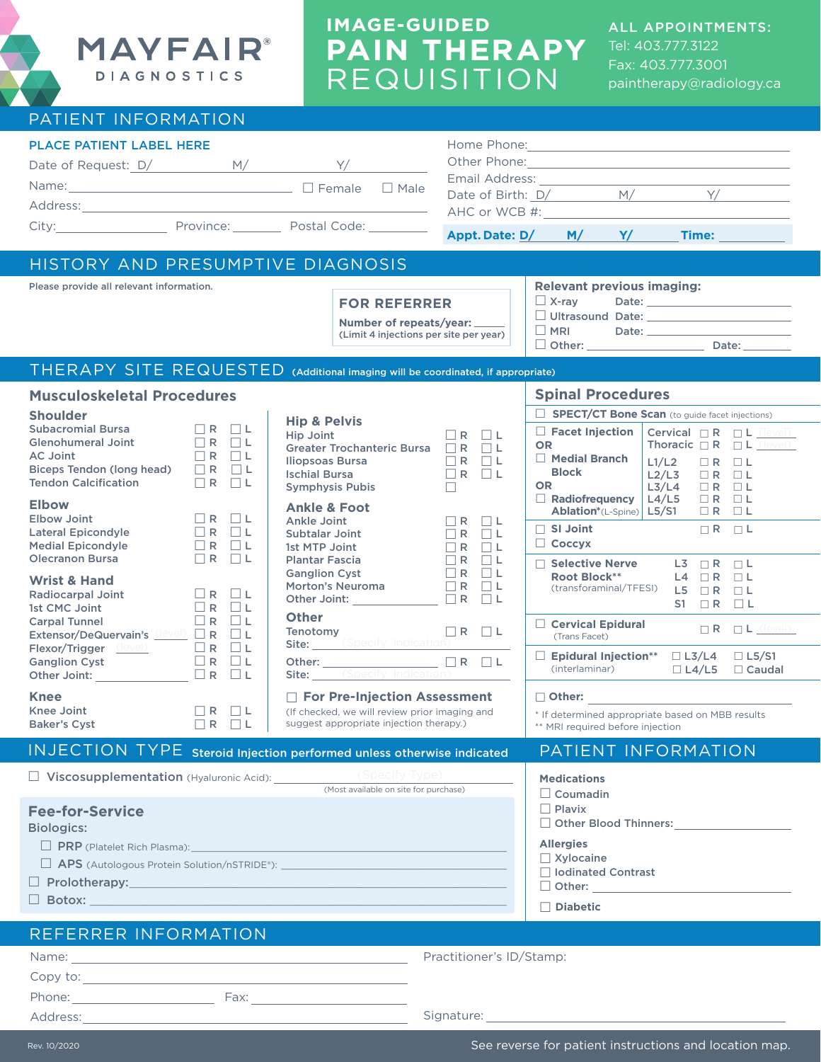# MAYFAIR® DIAGNOSTICS

# IMAGE-GUIDED PAIN THERAPY REQUISITION

**ALL APPOINTMENTS:**
Tel: 403.777.3122
Fax: 403.777.3001
paintherapy@radiology.ca

## PATIENT INFORMATION

**PLACE PATIENT LABEL HERE**

Date of Request: D/ M/ Y/

Name: ☐ Female ☐ Male

Address:

City: Province: Postal Code:

Home Phone:

Other Phone:

Email Address:

Date of Birth: D/ M/ Y/

AHC or WCB #:

**Appt. Date: D/ M/ Y/ Time:**

## HISTORY AND PRESUMPTIVE DIAGNOSIS

Please provide all relevant information.

**FOR REFERRER**
**Number of repeats/year:** ______
(Limit 4 injections per site per year)

**Relevant previous imaging:**
- ☐ X-ray Date:
- ☐ Ultrasound Date:
- ☐ MRI Date:
- ☐ Other: Date:

## THERAPY SITE REQUESTED (Additional imaging will be coordinated, if appropriate)

### Musculoskeletal Procedures

**Shoulder**

| | | |
|---|---|---|
| Subacromial Bursa | ☐ R | ☐ L |
| Glenohumeral Joint | ☐ R | ☐ L |
| AC Joint | ☐ R | ☐ L |
| Biceps Tendon (long head) | ☐ R | ☐ L |
| Tendon Calcification | ☐ R | ☐ L |

**Elbow**

| | | |
|---|---|---|
| Elbow Joint | ☐ R | ☐ L |
| Lateral Epicondyle | ☐ R | ☐ L |
| Medial Epicondyle | ☐ R | ☐ L |
| Olecranon Bursa | ☐ R | ☐ L |

**Wrist & Hand**

| | | |
|---|---|---|
| Radiocarpal Joint | ☐ R | ☐ L |
| 1st CMC Joint | ☐ R | ☐ L |
| Carpal Tunnel | ☐ R | ☐ L |
| Extensor/DeQuervain's (level) | ☐ R | ☐ L |
| Flexor/Trigger (level) | ☐ R | ☐ L |
| Ganglion Cyst | ☐ R | ☐ L |
| Other Joint: | ☐ R | ☐ L |

**Knee**

| | | |
|---|---|---|
| Knee Joint | ☐ R | ☐ L |
| Baker's Cyst | ☐ R | ☐ L |

**Hip & Pelvis**

| | | |
|---|---|---|
| Hip Joint | ☐ R | ☐ L |
| Greater Trochanteric Bursa | ☐ R | ☐ L |
| Iliopsoas Bursa | ☐ R | ☐ L |
| Ischial Bursa | ☐ R | ☐ L |
| Symphysis Pubis | ☐ | |

**Ankle & Foot**

| | | |
|---|---|---|
| Ankle Joint | ☐ R | ☐ L |
| Subtalar Joint | ☐ R | ☐ L |
| 1st MTP Joint | ☐ R | ☐ L |
| Plantar Fascia | ☐ R | ☐ L |
| Ganglion Cyst | ☐ R | ☐ L |
| Morton's Neuroma | ☐ R | ☐ L |
| Other Joint: | ☐ R | ☐ L |

**Other**

| | | |
|---|---|---|
| Tenotomy | ☐ R | ☐ L |
| Site: (Specify Indication) | | |
| Other: | ☐ R | ☐ L |
| Site: (Specify Indication) | | |

☐ **For Pre-Injection Assessment**
(If checked, we will review prior imaging and suggest appropriate injection therapy.)

### Spinal Procedures

☐ **SPECT/CT Bone Scan** (to guide facet injections)

☐ **Facet Injection**
OR
☐ **Medial Branch Block**
OR
☐ **Radiofrequency Ablation***(L-Spine)

| | | |
|---|---|---|
| Cervical | ☐ R | ☐ L (level) |
| Thoracic | ☐ R | ☐ L (level) |
| L1/L2 | ☐ R | ☐ L |
| L2/L3 | ☐ R | ☐ L |
| L3/L4 | ☐ R | ☐ L |
| L4/L5 | ☐ R | ☐ L |
| L5/S1 | ☐ R | ☐ L |

☐ **SI Joint** ☐ R ☐ L

☐ **Coccyx**

☐ **Selective Nerve Root Block**** (transforaminal/TFESI)

| | | |
|---|---|---|
| L3 | ☐ R | ☐ L |
| L4 | ☐ R | ☐ L |
| L5 | ☐ R | ☐ L |
| S1 | ☐ R | ☐ L |

☐ **Cervical Epidural** (Trans Facet) ☐ R ☐ L (level)

☐ **Epidural Injection**** (interlaminar) ☐ L3/L4 ☐ L5/S1 ☐ L4/L5 ☐ Caudal

☐ **Other:**

\* If determined appropriate based on MBB results
\*\* MRI required before injection

## INJECTION TYPE Steroid Injection performed unless otherwise indicated

☐ **Viscosupplementation** (Hyaluronic Acid): (Specify Type)
(Most available on site for purchase)

### Fee-for-Service

**Biologics:**
- ☐ **PRP** (Platelet Rich Plasma):
- ☐ **APS** (Autologous Protein Solution/nSTRIDE®):

☐ **Prolotherapy:**

☐ **Botox:**

## PATIENT INFORMATION

**Medications**
- ☐ Coumadin
- ☐ Plavix
- ☐ Other Blood Thinners:

**Allergies**
- ☐ Xylocaine
- ☐ Iodinated Contrast
- ☐ Other:

☐ **Diabetic**

## REFERRER INFORMATION

Name:

Copy to:

Phone: Fax:

Address:

Practitioner's ID/Stamp:

Signature:

Rev. 10/2020

See reverse for patient instructions and location map.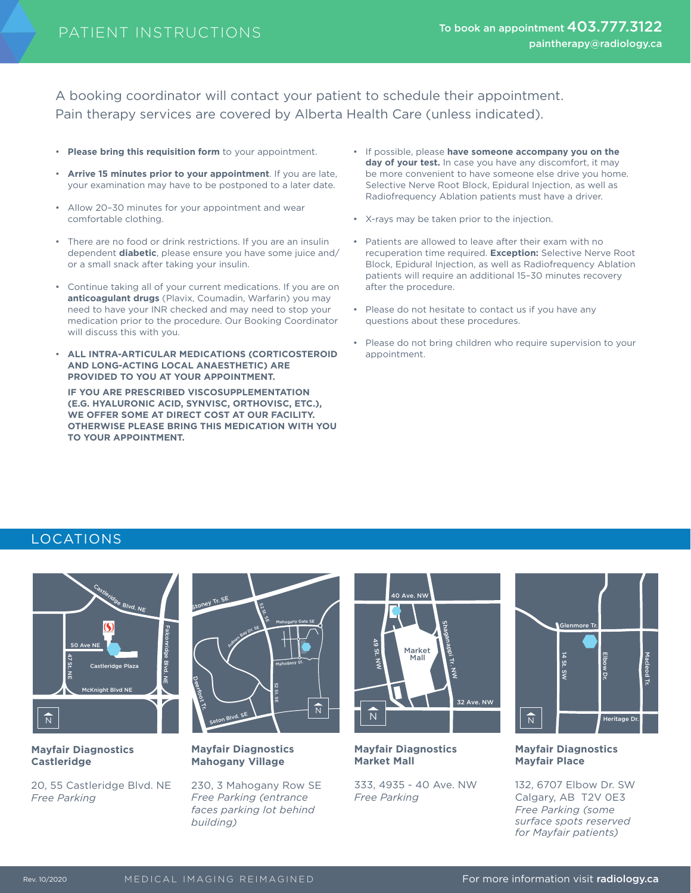# PATIENT INSTRUCTIONS

To book an appointment **403.777.3122**
**paintherapy@radiology.ca**

A booking coordinator will contact your patient to schedule their appointment.
Pain therapy services are covered by Alberta Health Care (unless indicated).

- **Please bring this requisition form** to your appointment.
- **Arrive 15 minutes prior to your appointment**. If you are late, your examination may have to be postponed to a later date.
- Allow 20–30 minutes for your appointment and wear comfortable clothing.
- There are no food or drink restrictions. If you are an insulin dependent **diabetic**, please ensure you have some juice and/or a small snack after taking your insulin.
- Continue taking all of your current medications. If you are on **anticoagulant drugs** (Plavix, Coumadin, Warfarin) you may need to have your INR checked and may need to stop your medication prior to the procedure. Our Booking Coordinator will discuss this with you.
- **ALL INTRA-ARTICULAR MEDICATIONS (CORTICOSTEROID AND LONG-ACTING LOCAL ANAESTHETIC) ARE PROVIDED TO YOU AT YOUR APPOINTMENT.**

  **IF YOU ARE PRESCRIBED VISCOSUPPLEMENTATION (E.G. HYALURONIC ACID, SYNVISC, ORTHOVISC, ETC.), WE OFFER SOME AT DIRECT COST AT OUR FACILITY. OTHERWISE PLEASE BRING THIS MEDICATION WITH YOU TO YOUR APPOINTMENT.**
- If possible, please **have someone accompany you on the day of your test.** In case you have any discomfort, it may be more convenient to have someone else drive you home. Selective Nerve Root Block, Epidural Injection, as well as Radiofrequency Ablation patients must have a driver.
- X-rays may be taken prior to the injection.
- Patients are allowed to leave after their exam with no recuperation time required. **Exception:** Selective Nerve Root Block, Epidural Injection, as well as Radiofrequency Ablation patients will require an additional 15–30 minutes recovery after the procedure.
- Please do not hesitate to contact us if you have any questions about these procedures.
- Please do not bring children who require supervision to your appointment.

## LOCATIONS

Castleridge Blvd. NE
50 Ave NE
47 St. NE
Castleridge Plaza
Falconridge Blvd. NE
McKnight Blvd NE
N

**Mayfair Diagnostics Castleridge**

20, 55 Castleridge Blvd. NE
*Free Parking*

Stoney Tr. SE
52 St. SE
Mahogany Gate SE
Auburn Bay Dr. SE
Mahogany St.
Deerfoot Tr.
Seton Blvd. SE
N

**Mayfair Diagnostics Mahogany Village**

230, 3 Mahogany Row SE
*Free Parking (entrance faces parking lot behind building)*

40 Ave. NW
49 St. NW
Market Mall
Shaganappi Tr. NW
32 Ave. NW
N

**Mayfair Diagnostics Market Mall**

333, 4935 - 40 Ave. NW
*Free Parking*

Glenmore Tr.
14 St. SW
Elbow Dr.
Macleod Tr.
Heritage Dr.
N

**Mayfair Diagnostics Mayfair Place**

132, 6707 Elbow Dr. SW
Calgary, AB T2V 0E3
*Free Parking (some surface spots reserved for Mayfair patients)*

Rev. 10/2020 MEDICAL IMAGING REIMAGINED For more information visit **radiology.ca**